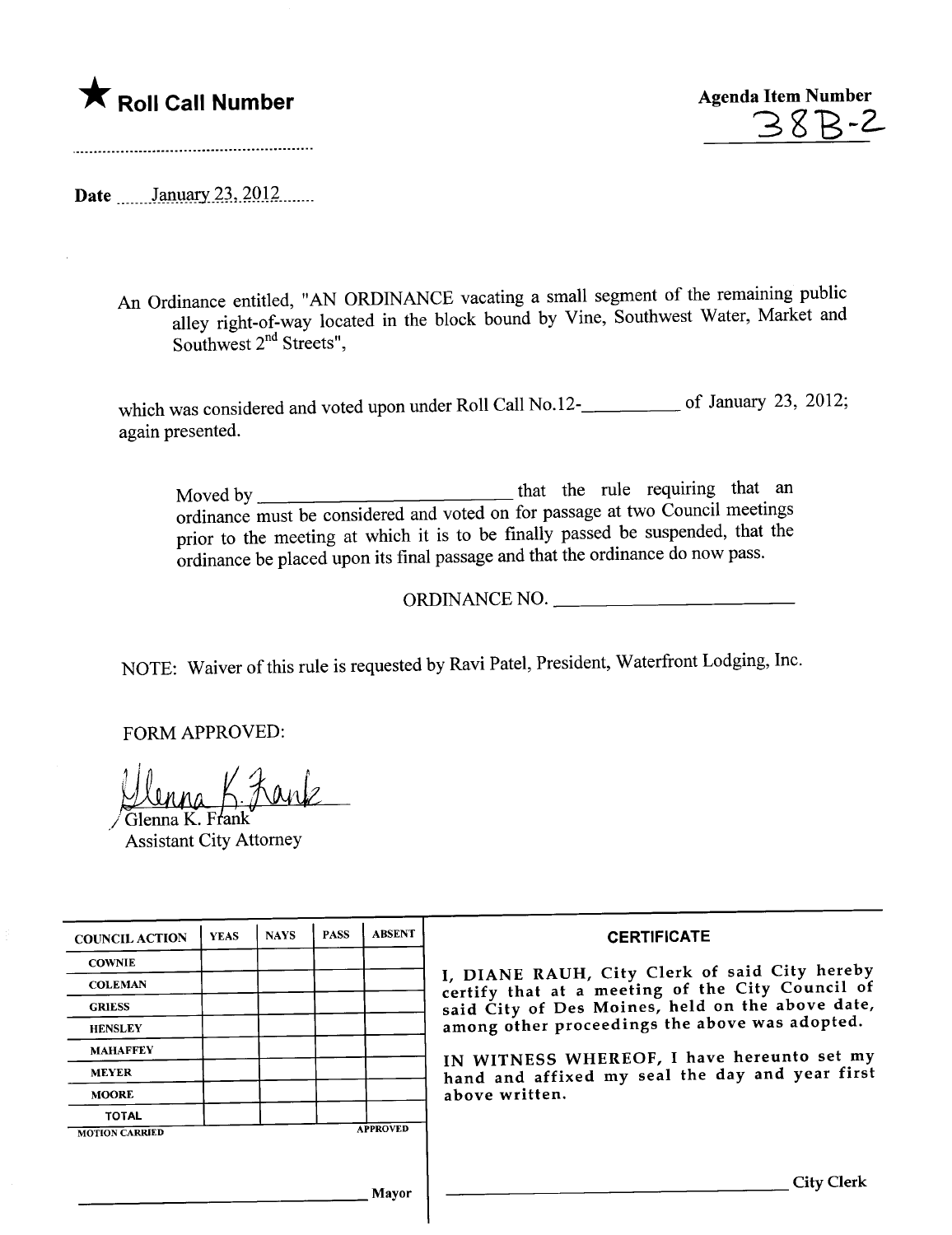★ **Roll Call Number**

..........................................................

**Agenda Item Number**
38B-2

**Date** January 23, 2012

An Ordinance entitled, "AN ORDINANCE vacating a small segment of the remaining public alley right-of-way located in the block bound by Vine, Southwest Water, Market and Southwest 2nd Streets",

which was considered and voted upon under Roll Call No.12-__________ of January 23, 2012; again presented.

Moved by __________________________ that the rule requiring that an ordinance must be considered and voted on for passage at two Council meetings prior to the meeting at which it is to be finally passed be suspended, that the ordinance be placed upon its final passage and that the ordinance do now pass.

ORDINANCE NO. ________________________

NOTE: Waiver of this rule is requested by Ravi Patel, President, Waterfront Lodging, Inc.

FORM APPROVED:

Glenna K. Frank
Glenna K. Frank
Assistant City Attorney

| COUNCIL ACTION | YEAS | NAYS | PASS | ABSENT |
|---|---|---|---|---|
| COWNIE | | | | |
| COLEMAN | | | | |
| GRIESS | | | | |
| HENSLEY | | | | |
| MAHAFFEY | | | | |
| MEYER | | | | |
| MOORE | | | | |
| TOTAL | | | | |
| MOTION CARRIED | | | | APPROVED |

______________________________ Mayor

**CERTIFICATE**

I, DIANE RAUH, City Clerk of said City hereby certify that at a meeting of the City Council of said City of Des Moines, held on the above date, among other proceedings the above was adopted.

IN WITNESS WHEREOF, I have hereunto set my hand and affixed my seal the day and year first above written.

______________________________ City Clerk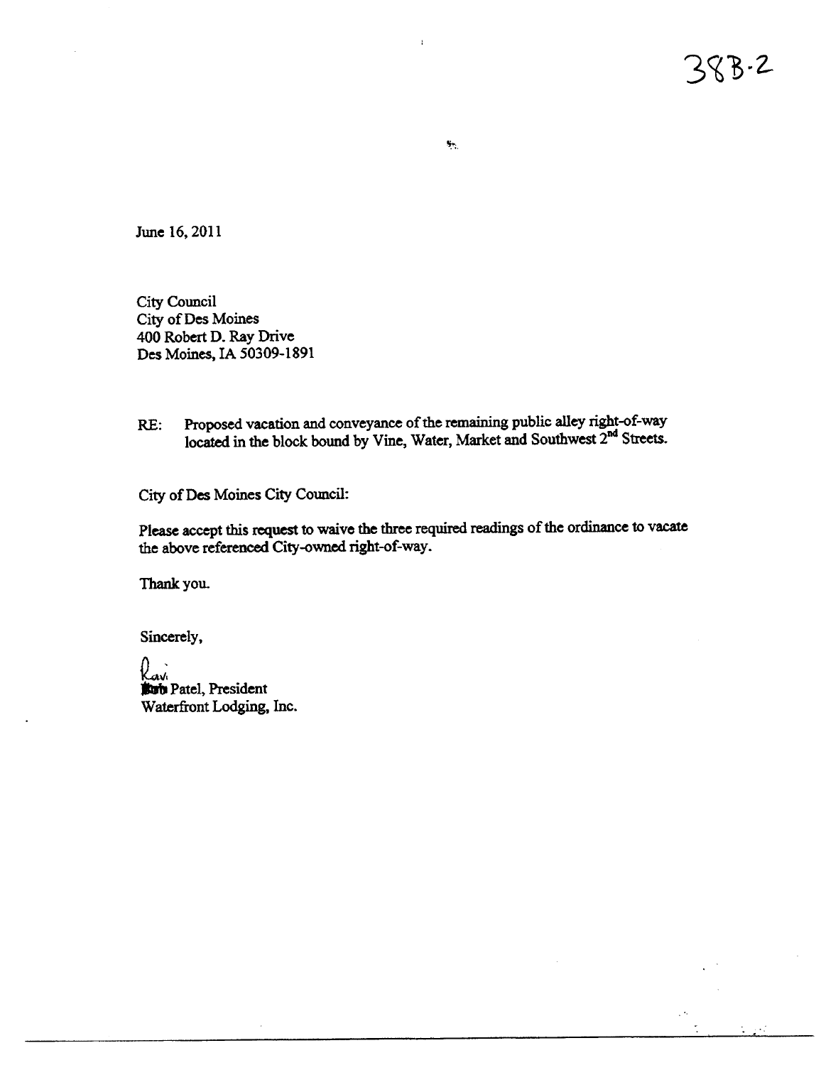38B-2

June 16, 2011

City Council
City of Des Moines
400 Robert D. Ray Drive
Des Moines, IA 50309-1891

RE: Proposed vacation and conveyance of the remaining public alley right-of-way located in the block bound by Vine, Water, Market and Southwest 2nd Streets.

City of Des Moines City Council:

Please accept this request to waive the three required readings of the ordinance to vacate the above referenced City-owned right-of-way.

Thank you.

Sincerely,

Ravi

Ravi Patel, President
Waterfront Lodging, Inc.